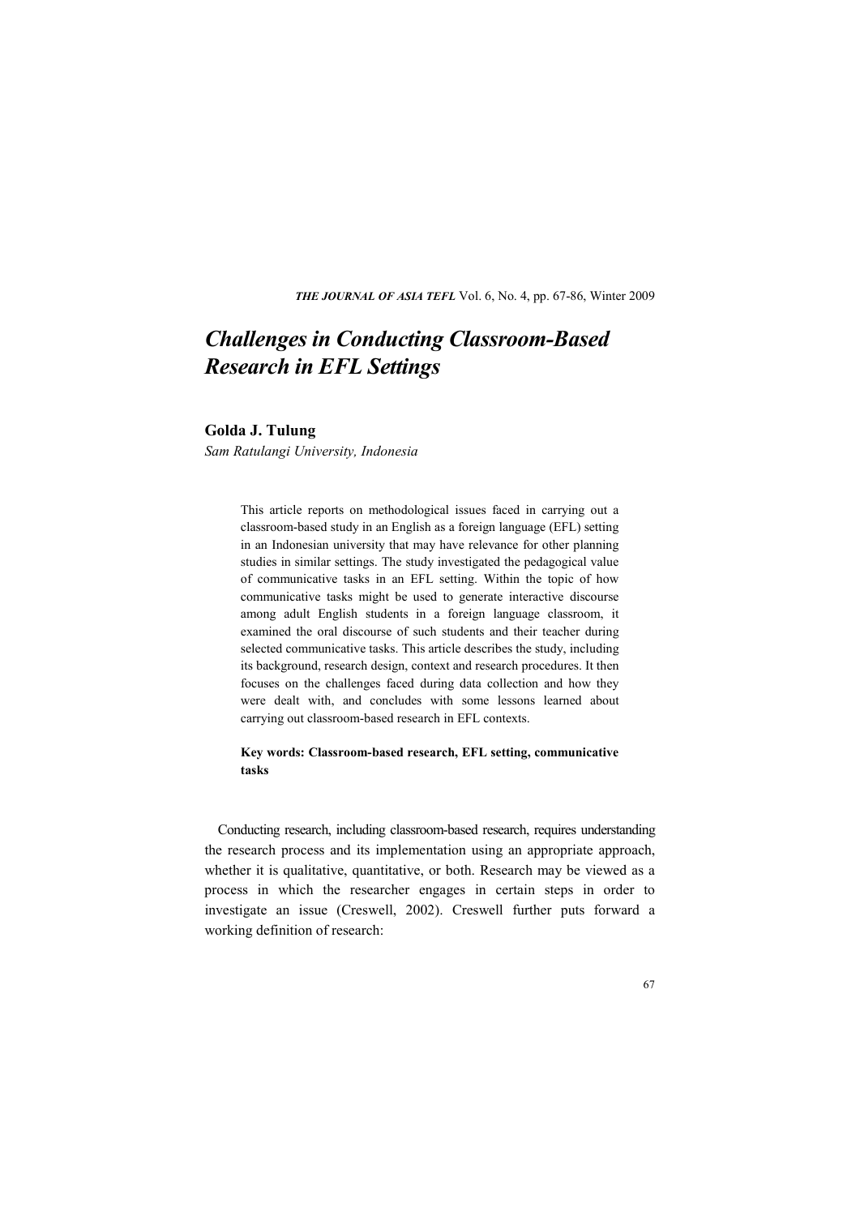# *Challenges in Conducting Classroom-Based Research in EFL Settings*

**Golda J. Tulung**

*Sam Ratulangi University, Indonesia*

> This article reports on methodological issues faced in carrying out a classroom-based study in an English as a foreign language (EFL) setting in an Indonesian university that may have relevance for other planning studies in similar settings. The study investigated the pedagogical value of communicative tasks in an EFL setting. Within the topic of how communicative tasks might be used to generate interactive discourse among adult English students in a foreign language classroom, it examined the oral discourse of such students and their teacher during selected communicative tasks. This article describes the study, including its background, research design, context and research procedures. It then focuses on the challenges faced during data collection and how they were dealt with, and concludes with some lessons learned about carrying out classroom-based research in EFL contexts.
>
> **Key words: Classroom-based research, EFL setting, communicative tasks**

Conducting research, including classroom-based research, requires understanding the research process and its implementation using an appropriate approach, whether it is qualitative, quantitative, or both. Research may be viewed as a process in which the researcher engages in certain steps in order to investigate an issue (Creswell, 2002). Creswell further puts forward a working definition of research: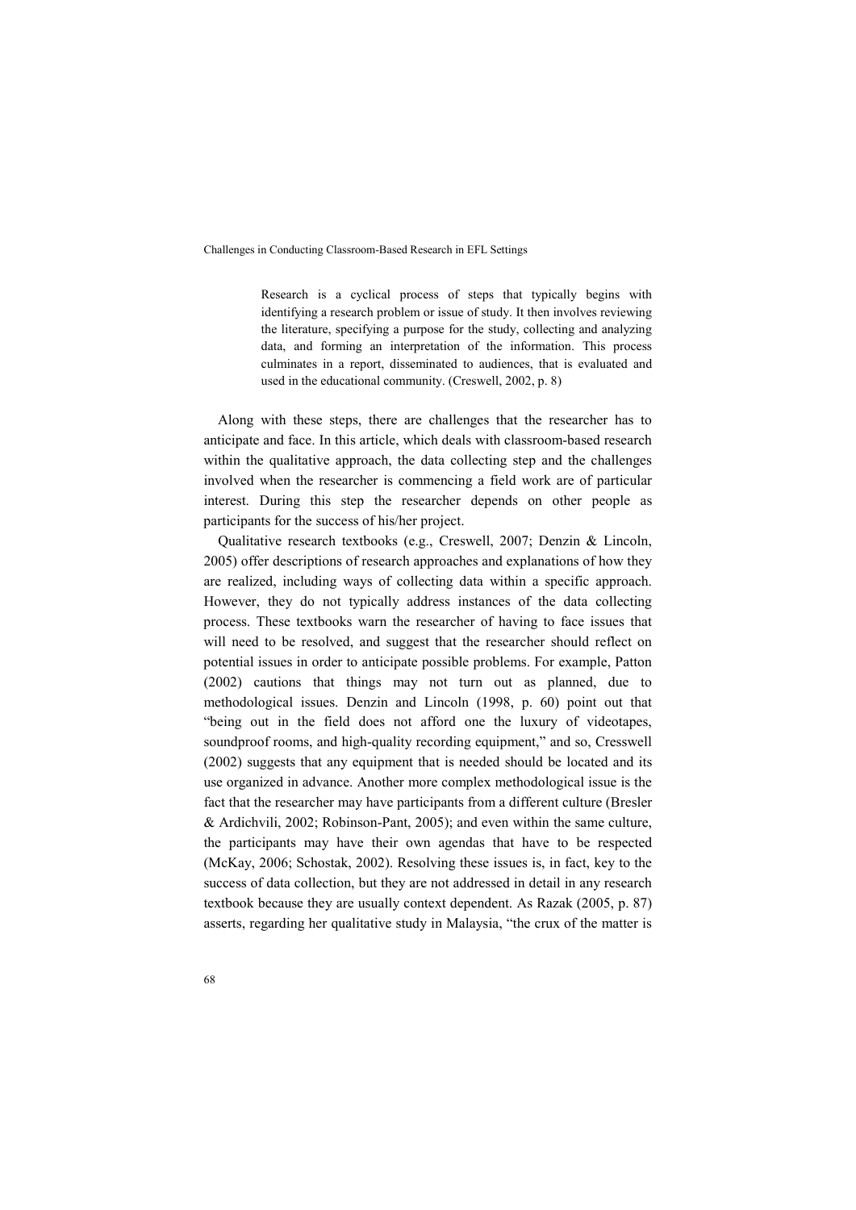> Research is a cyclical process of steps that typically begins with identifying a research problem or issue of study. It then involves reviewing the literature, specifying a purpose for the study, collecting and analyzing data, and forming an interpretation of the information. This process culminates in a report, disseminated to audiences, that is evaluated and used in the educational community. (Creswell, 2002, p. 8)

Along with these steps, there are challenges that the researcher has to anticipate and face. In this article, which deals with classroom-based research within the qualitative approach, the data collecting step and the challenges involved when the researcher is commencing a field work are of particular interest. During this step the researcher depends on other people as participants for the success of his/her project.

Qualitative research textbooks (e.g., Creswell, 2007; Denzin & Lincoln, 2005) offer descriptions of research approaches and explanations of how they are realized, including ways of collecting data within a specific approach. However, they do not typically address instances of the data collecting process. These textbooks warn the researcher of having to face issues that will need to be resolved, and suggest that the researcher should reflect on potential issues in order to anticipate possible problems. For example, Patton (2002) cautions that things may not turn out as planned, due to methodological issues. Denzin and Lincoln (1998, p. 60) point out that "being out in the field does not afford one the luxury of videotapes, soundproof rooms, and high-quality recording equipment," and so, Cresswell (2002) suggests that any equipment that is needed should be located and its use organized in advance. Another more complex methodological issue is the fact that the researcher may have participants from a different culture (Bresler & Ardichvili, 2002; Robinson-Pant, 2005); and even within the same culture, the participants may have their own agendas that have to be respected (McKay, 2006; Schostak, 2002). Resolving these issues is, in fact, key to the success of data collection, but they are not addressed in detail in any research textbook because they are usually context dependent. As Razak (2005, p. 87) asserts, regarding her qualitative study in Malaysia, "the crux of the matter is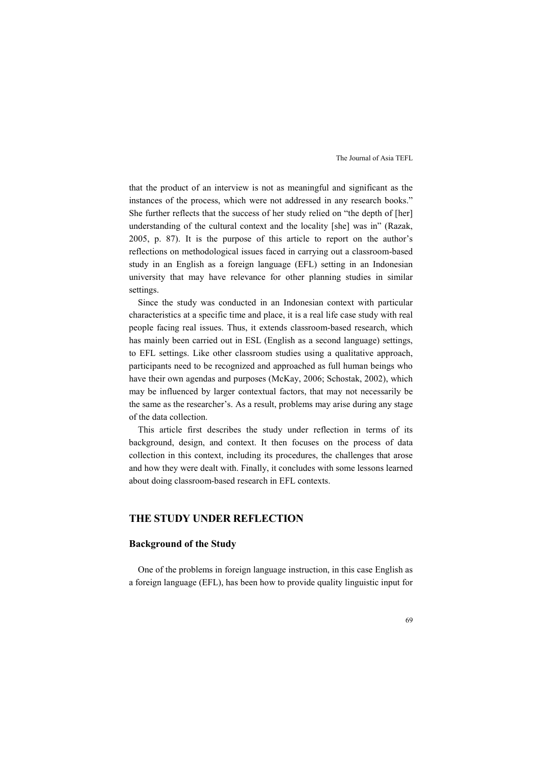that the product of an interview is not as meaningful and significant as the instances of the process, which were not addressed in any research books." She further reflects that the success of her study relied on "the depth of [her] understanding of the cultural context and the locality [she] was in" (Razak, 2005, p. 87). It is the purpose of this article to report on the author's reflections on methodological issues faced in carrying out a classroom-based study in an English as a foreign language (EFL) setting in an Indonesian university that may have relevance for other planning studies in similar settings.

Since the study was conducted in an Indonesian context with particular characteristics at a specific time and place, it is a real life case study with real people facing real issues. Thus, it extends classroom-based research, which has mainly been carried out in ESL (English as a second language) settings, to EFL settings. Like other classroom studies using a qualitative approach, participants need to be recognized and approached as full human beings who have their own agendas and purposes (McKay, 2006; Schostak, 2002), which may be influenced by larger contextual factors, that may not necessarily be the same as the researcher's. As a result, problems may arise during any stage of the data collection.

This article first describes the study under reflection in terms of its background, design, and context. It then focuses on the process of data collection in this context, including its procedures, the challenges that arose and how they were dealt with. Finally, it concludes with some lessons learned about doing classroom-based research in EFL contexts.

## THE STUDY UNDER REFLECTION

### Background of the Study

One of the problems in foreign language instruction, in this case English as a foreign language (EFL), has been how to provide quality linguistic input for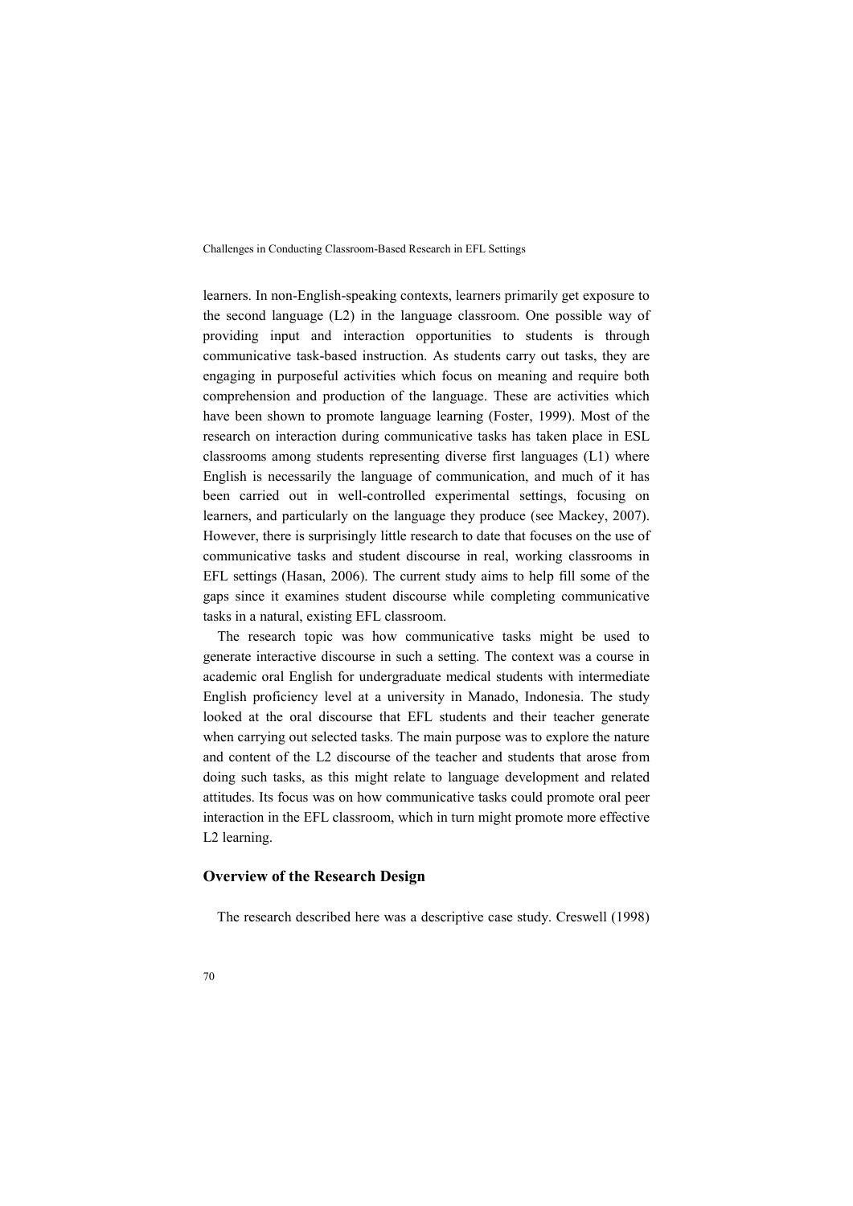learners. In non-English-speaking contexts, learners primarily get exposure to the second language (L2) in the language classroom. One possible way of providing input and interaction opportunities to students is through communicative task-based instruction. As students carry out tasks, they are engaging in purposeful activities which focus on meaning and require both comprehension and production of the language. These are activities which have been shown to promote language learning (Foster, 1999). Most of the research on interaction during communicative tasks has taken place in ESL classrooms among students representing diverse first languages (L1) where English is necessarily the language of communication, and much of it has been carried out in well-controlled experimental settings, focusing on learners, and particularly on the language they produce (see Mackey, 2007). However, there is surprisingly little research to date that focuses on the use of communicative tasks and student discourse in real, working classrooms in EFL settings (Hasan, 2006). The current study aims to help fill some of the gaps since it examines student discourse while completing communicative tasks in a natural, existing EFL classroom.

The research topic was how communicative tasks might be used to generate interactive discourse in such a setting. The context was a course in academic oral English for undergraduate medical students with intermediate English proficiency level at a university in Manado, Indonesia. The study looked at the oral discourse that EFL students and their teacher generate when carrying out selected tasks. The main purpose was to explore the nature and content of the L2 discourse of the teacher and students that arose from doing such tasks, as this might relate to language development and related attitudes. Its focus was on how communicative tasks could promote oral peer interaction in the EFL classroom, which in turn might promote more effective L2 learning.

## Overview of the Research Design

The research described here was a descriptive case study. Creswell (1998)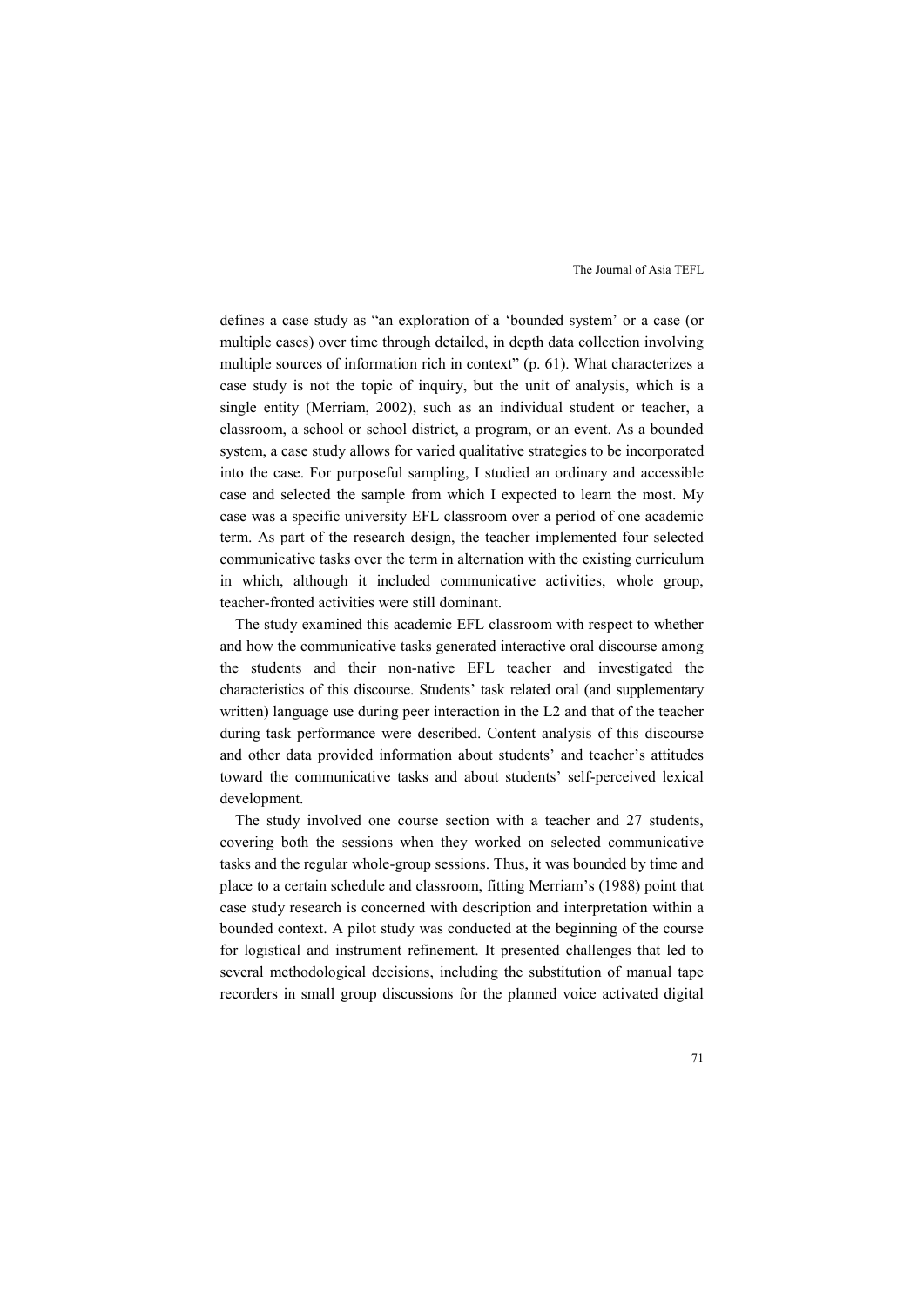defines a case study as "an exploration of a 'bounded system' or a case (or multiple cases) over time through detailed, in depth data collection involving multiple sources of information rich in context" (p. 61). What characterizes a case study is not the topic of inquiry, but the unit of analysis, which is a single entity (Merriam, 2002), such as an individual student or teacher, a classroom, a school or school district, a program, or an event. As a bounded system, a case study allows for varied qualitative strategies to be incorporated into the case. For purposeful sampling, I studied an ordinary and accessible case and selected the sample from which I expected to learn the most. My case was a specific university EFL classroom over a period of one academic term. As part of the research design, the teacher implemented four selected communicative tasks over the term in alternation with the existing curriculum in which, although it included communicative activities, whole group, teacher-fronted activities were still dominant.

The study examined this academic EFL classroom with respect to whether and how the communicative tasks generated interactive oral discourse among the students and their non-native EFL teacher and investigated the characteristics of this discourse. Students' task related oral (and supplementary written) language use during peer interaction in the L2 and that of the teacher during task performance were described. Content analysis of this discourse and other data provided information about students' and teacher's attitudes toward the communicative tasks and about students' self-perceived lexical development.

The study involved one course section with a teacher and 27 students, covering both the sessions when they worked on selected communicative tasks and the regular whole-group sessions. Thus, it was bounded by time and place to a certain schedule and classroom, fitting Merriam's (1988) point that case study research is concerned with description and interpretation within a bounded context. A pilot study was conducted at the beginning of the course for logistical and instrument refinement. It presented challenges that led to several methodological decisions, including the substitution of manual tape recorders in small group discussions for the planned voice activated digital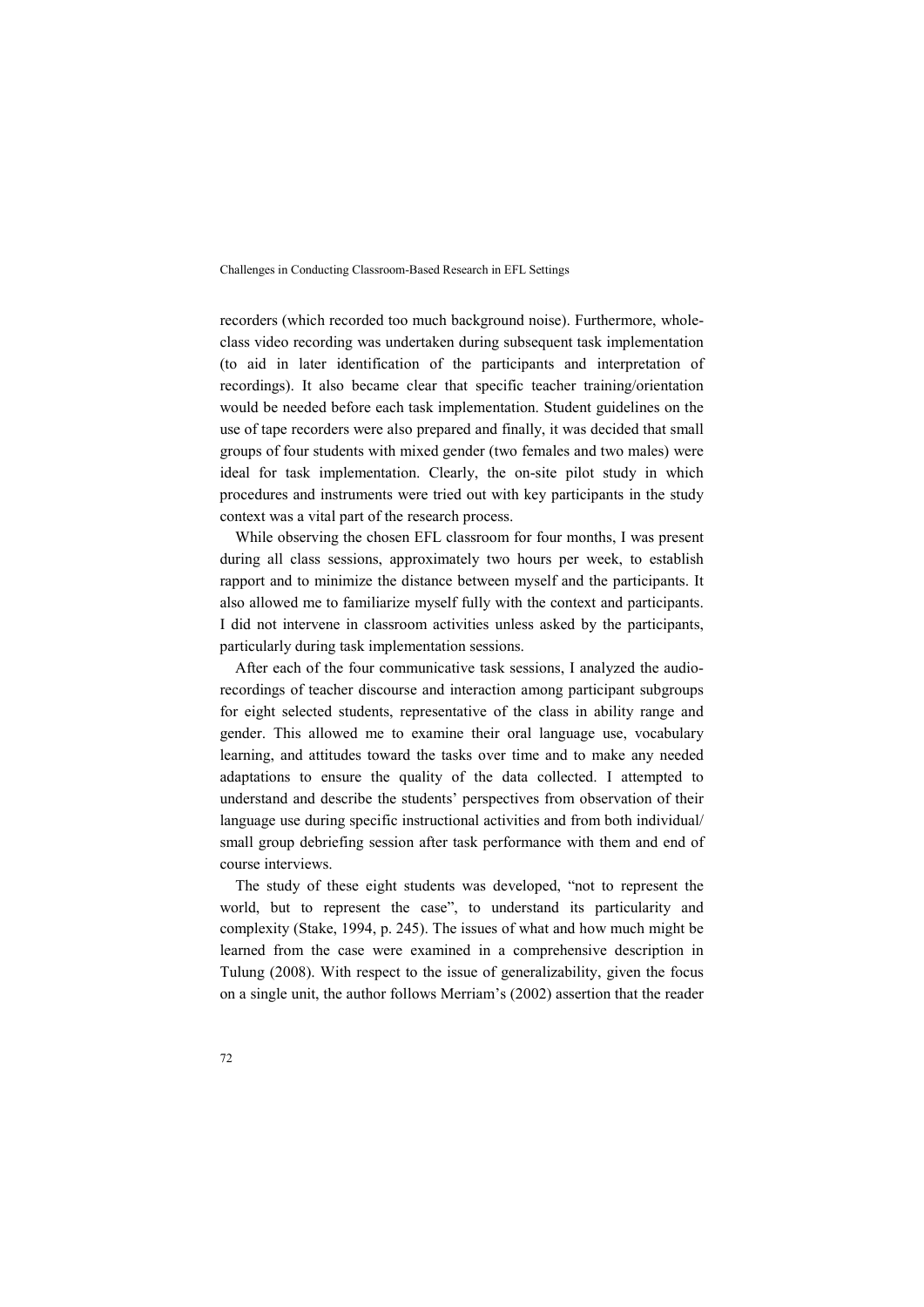recorders (which recorded too much background noise). Furthermore, whole-class video recording was undertaken during subsequent task implementation (to aid in later identification of the participants and interpretation of recordings). It also became clear that specific teacher training/orientation would be needed before each task implementation. Student guidelines on the use of tape recorders were also prepared and finally, it was decided that small groups of four students with mixed gender (two females and two males) were ideal for task implementation. Clearly, the on-site pilot study in which procedures and instruments were tried out with key participants in the study context was a vital part of the research process.

While observing the chosen EFL classroom for four months, I was present during all class sessions, approximately two hours per week, to establish rapport and to minimize the distance between myself and the participants. It also allowed me to familiarize myself fully with the context and participants. I did not intervene in classroom activities unless asked by the participants, particularly during task implementation sessions.

After each of the four communicative task sessions, I analyzed the audio-recordings of teacher discourse and interaction among participant subgroups for eight selected students, representative of the class in ability range and gender. This allowed me to examine their oral language use, vocabulary learning, and attitudes toward the tasks over time and to make any needed adaptations to ensure the quality of the data collected. I attempted to understand and describe the students' perspectives from observation of their language use during specific instructional activities and from both individual/ small group debriefing session after task performance with them and end of course interviews.

The study of these eight students was developed, "not to represent the world, but to represent the case", to understand its particularity and complexity (Stake, 1994, p. 245). The issues of what and how much might be learned from the case were examined in a comprehensive description in Tulung (2008). With respect to the issue of generalizability, given the focus on a single unit, the author follows Merriam's (2002) assertion that the reader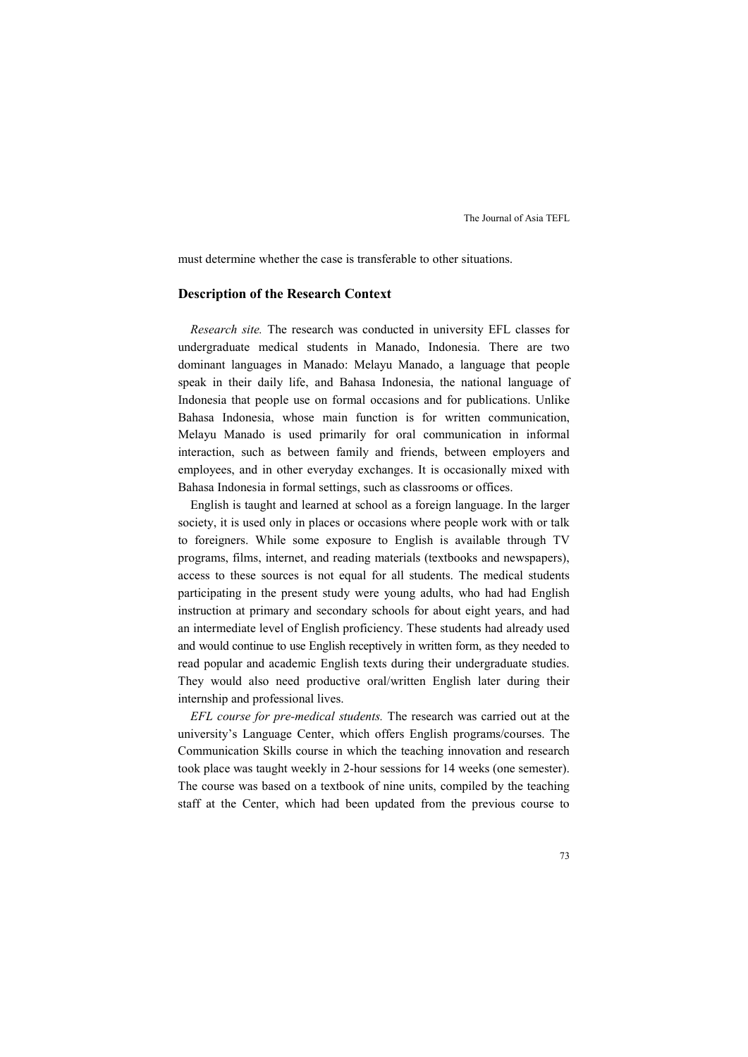must determine whether the case is transferable to other situations.

## Description of the Research Context

*Research site.* The research was conducted in university EFL classes for undergraduate medical students in Manado, Indonesia. There are two dominant languages in Manado: Melayu Manado, a language that people speak in their daily life, and Bahasa Indonesia, the national language of Indonesia that people use on formal occasions and for publications. Unlike Bahasa Indonesia, whose main function is for written communication, Melayu Manado is used primarily for oral communication in informal interaction, such as between family and friends, between employers and employees, and in other everyday exchanges. It is occasionally mixed with Bahasa Indonesia in formal settings, such as classrooms or offices.

English is taught and learned at school as a foreign language. In the larger society, it is used only in places or occasions where people work with or talk to foreigners. While some exposure to English is available through TV programs, films, internet, and reading materials (textbooks and newspapers), access to these sources is not equal for all students. The medical students participating in the present study were young adults, who had had English instruction at primary and secondary schools for about eight years, and had an intermediate level of English proficiency. These students had already used and would continue to use English receptively in written form, as they needed to read popular and academic English texts during their undergraduate studies. They would also need productive oral/written English later during their internship and professional lives.

*EFL course for pre-medical students.* The research was carried out at the university's Language Center, which offers English programs/courses. The Communication Skills course in which the teaching innovation and research took place was taught weekly in 2-hour sessions for 14 weeks (one semester). The course was based on a textbook of nine units, compiled by the teaching staff at the Center, which had been updated from the previous course to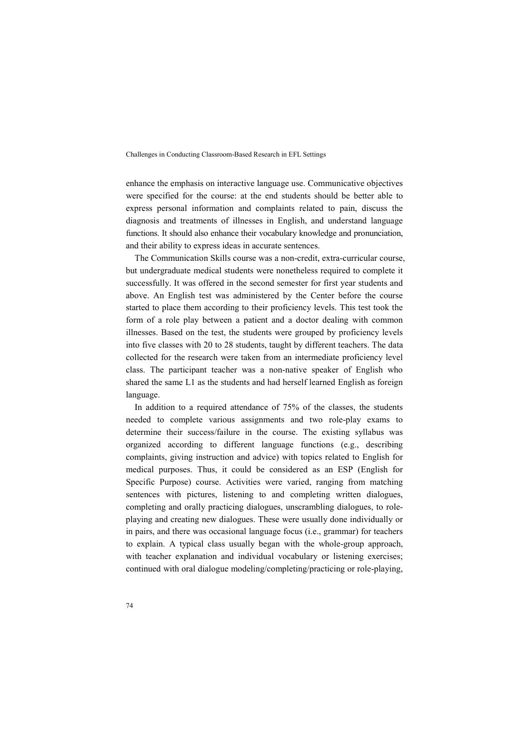enhance the emphasis on interactive language use. Communicative objectives were specified for the course: at the end students should be better able to express personal information and complaints related to pain, discuss the diagnosis and treatments of illnesses in English, and understand language functions. It should also enhance their vocabulary knowledge and pronunciation, and their ability to express ideas in accurate sentences.

The Communication Skills course was a non-credit, extra-curricular course, but undergraduate medical students were nonetheless required to complete it successfully. It was offered in the second semester for first year students and above. An English test was administered by the Center before the course started to place them according to their proficiency levels. This test took the form of a role play between a patient and a doctor dealing with common illnesses. Based on the test, the students were grouped by proficiency levels into five classes with 20 to 28 students, taught by different teachers. The data collected for the research were taken from an intermediate proficiency level class. The participant teacher was a non-native speaker of English who shared the same L1 as the students and had herself learned English as foreign language.

In addition to a required attendance of 75% of the classes, the students needed to complete various assignments and two role-play exams to determine their success/failure in the course. The existing syllabus was organized according to different language functions (e.g., describing complaints, giving instruction and advice) with topics related to English for medical purposes. Thus, it could be considered as an ESP (English for Specific Purpose) course. Activities were varied, ranging from matching sentences with pictures, listening to and completing written dialogues, completing and orally practicing dialogues, unscrambling dialogues, to role-playing and creating new dialogues. These were usually done individually or in pairs, and there was occasional language focus (i.e., grammar) for teachers to explain. A typical class usually began with the whole-group approach, with teacher explanation and individual vocabulary or listening exercises; continued with oral dialogue modeling/completing/practicing or role-playing,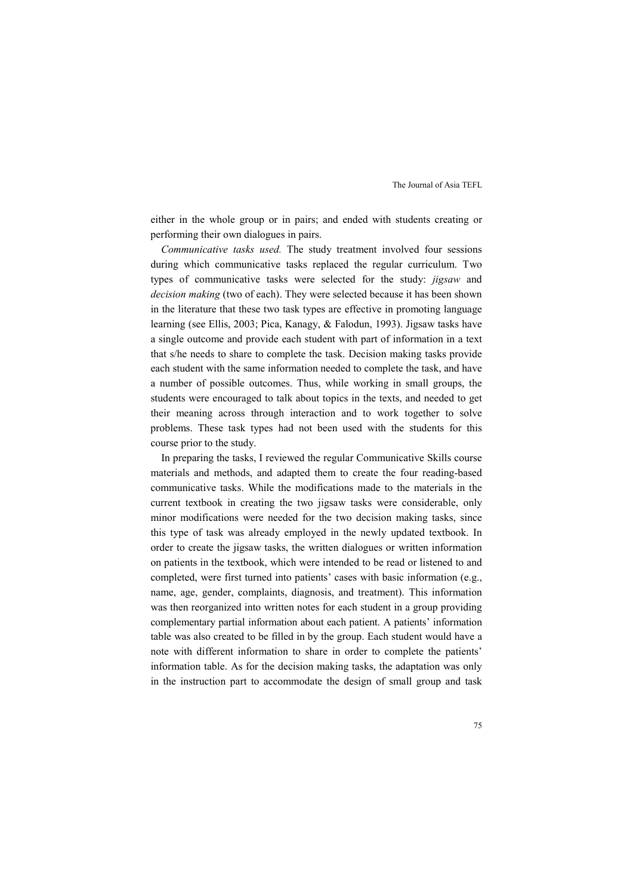either in the whole group or in pairs; and ended with students creating or performing their own dialogues in pairs.

*Communicative tasks used.* The study treatment involved four sessions during which communicative tasks replaced the regular curriculum. Two types of communicative tasks were selected for the study: *jigsaw* and *decision making* (two of each). They were selected because it has been shown in the literature that these two task types are effective in promoting language learning (see Ellis, 2003; Pica, Kanagy, & Falodun, 1993). Jigsaw tasks have a single outcome and provide each student with part of information in a text that s/he needs to share to complete the task. Decision making tasks provide each student with the same information needed to complete the task, and have a number of possible outcomes. Thus, while working in small groups, the students were encouraged to talk about topics in the texts, and needed to get their meaning across through interaction and to work together to solve problems. These task types had not been used with the students for this course prior to the study.

In preparing the tasks, I reviewed the regular Communicative Skills course materials and methods, and adapted them to create the four reading-based communicative tasks. While the modifications made to the materials in the current textbook in creating the two jigsaw tasks were considerable, only minor modifications were needed for the two decision making tasks, since this type of task was already employed in the newly updated textbook. In order to create the jigsaw tasks, the written dialogues or written information on patients in the textbook, which were intended to be read or listened to and completed, were first turned into patients' cases with basic information (e.g., name, age, gender, complaints, diagnosis, and treatment). This information was then reorganized into written notes for each student in a group providing complementary partial information about each patient. A patients' information table was also created to be filled in by the group. Each student would have a note with different information to share in order to complete the patients' information table. As for the decision making tasks, the adaptation was only in the instruction part to accommodate the design of small group and task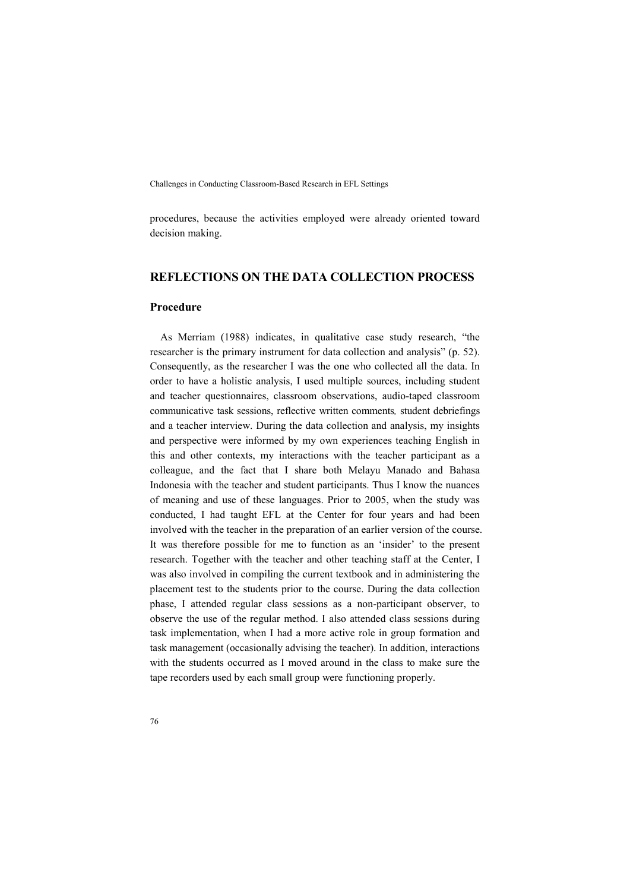procedures, because the activities employed were already oriented toward decision making.

## REFLECTIONS ON THE DATA COLLECTION PROCESS

### Procedure

As Merriam (1988) indicates, in qualitative case study research, "the researcher is the primary instrument for data collection and analysis" (p. 52). Consequently, as the researcher I was the one who collected all the data. In order to have a holistic analysis, I used multiple sources, including student and teacher questionnaires, classroom observations, audio-taped classroom communicative task sessions, reflective written comments, student debriefings and a teacher interview. During the data collection and analysis, my insights and perspective were informed by my own experiences teaching English in this and other contexts, my interactions with the teacher participant as a colleague, and the fact that I share both Melayu Manado and Bahasa Indonesia with the teacher and student participants. Thus I know the nuances of meaning and use of these languages. Prior to 2005, when the study was conducted, I had taught EFL at the Center for four years and had been involved with the teacher in the preparation of an earlier version of the course. It was therefore possible for me to function as an 'insider' to the present research. Together with the teacher and other teaching staff at the Center, I was also involved in compiling the current textbook and in administering the placement test to the students prior to the course. During the data collection phase, I attended regular class sessions as a non-participant observer, to observe the use of the regular method. I also attended class sessions during task implementation, when I had a more active role in group formation and task management (occasionally advising the teacher). In addition, interactions with the students occurred as I moved around in the class to make sure the tape recorders used by each small group were functioning properly.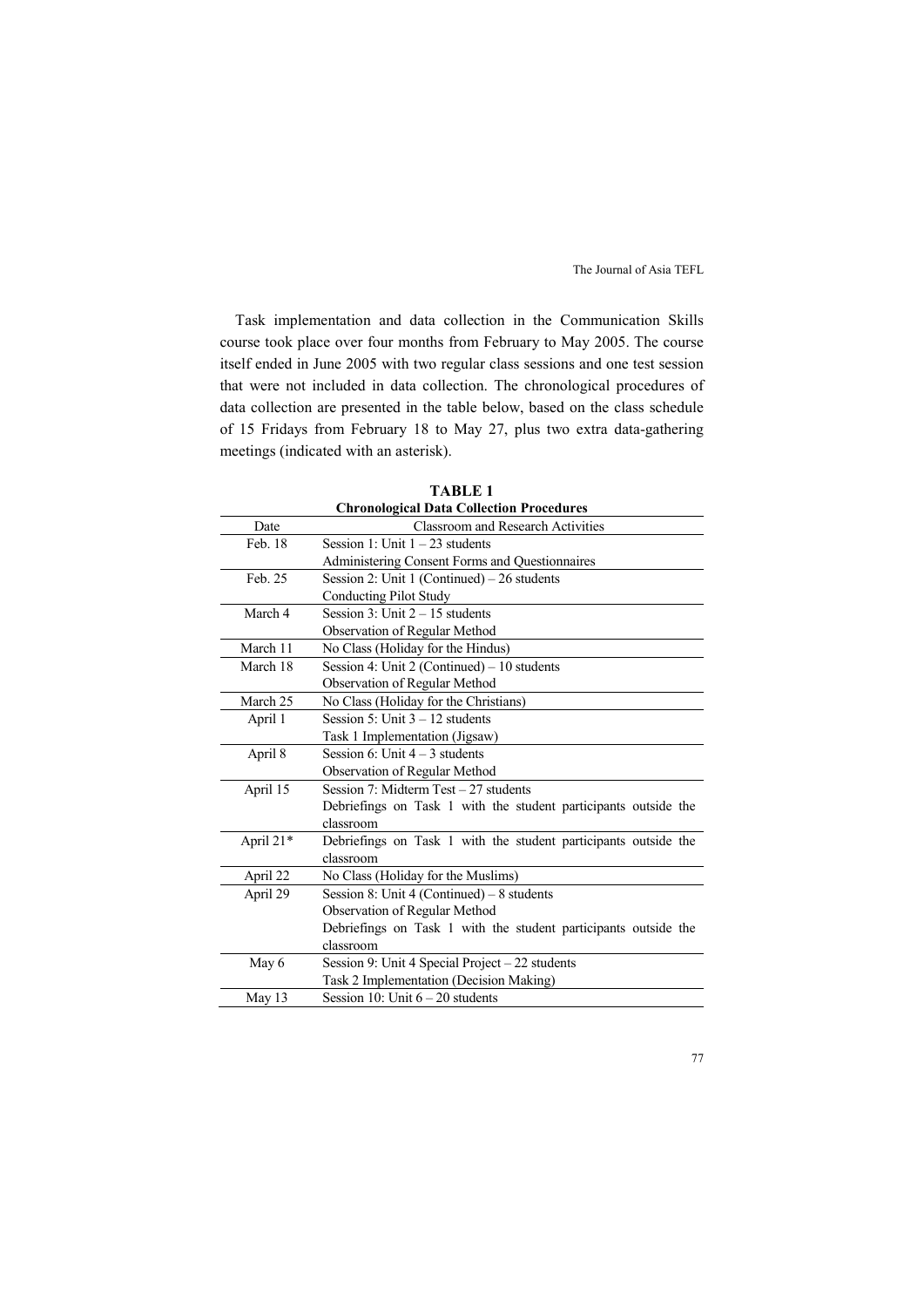Task implementation and data collection in the Communication Skills course took place over four months from February to May 2005. The course itself ended in June 2005 with two regular class sessions and one test session that were not included in data collection. The chronological procedures of data collection are presented in the table below, based on the class schedule of 15 Fridays from February 18 to May 27, plus two extra data-gathering meetings (indicated with an asterisk).

**TABLE 1**
**Chronological Data Collection Procedures**

| Date | Classroom and Research Activities |
|---|---|
| Feb. 18 | Session 1: Unit 1 – 23 students<br>Administering Consent Forms and Questionnaires |
| Feb. 25 | Session 2: Unit 1 (Continued) – 26 students<br>Conducting Pilot Study |
| March 4 | Session 3: Unit 2 – 15 students<br>Observation of Regular Method |
| March 11 | No Class (Holiday for the Hindus) |
| March 18 | Session 4: Unit 2 (Continued) – 10 students<br>Observation of Regular Method |
| March 25 | No Class (Holiday for the Christians) |
| April 1 | Session 5: Unit 3 – 12 students<br>Task 1 Implementation (Jigsaw) |
| April 8 | Session 6: Unit 4 – 3 students<br>Observation of Regular Method |
| April 15 | Session 7: Midterm Test – 27 students<br>Debriefings on Task 1 with the student participants outside the classroom |
| April 21* | Debriefings on Task 1 with the student participants outside the classroom |
| April 22 | No Class (Holiday for the Muslims) |
| April 29 | Session 8: Unit 4 (Continued) – 8 students<br>Observation of Regular Method<br>Debriefings on Task 1 with the student participants outside the classroom |
| May 6 | Session 9: Unit 4 Special Project – 22 students<br>Task 2 Implementation (Decision Making) |
| May 13 | Session 10: Unit 6 – 20 students |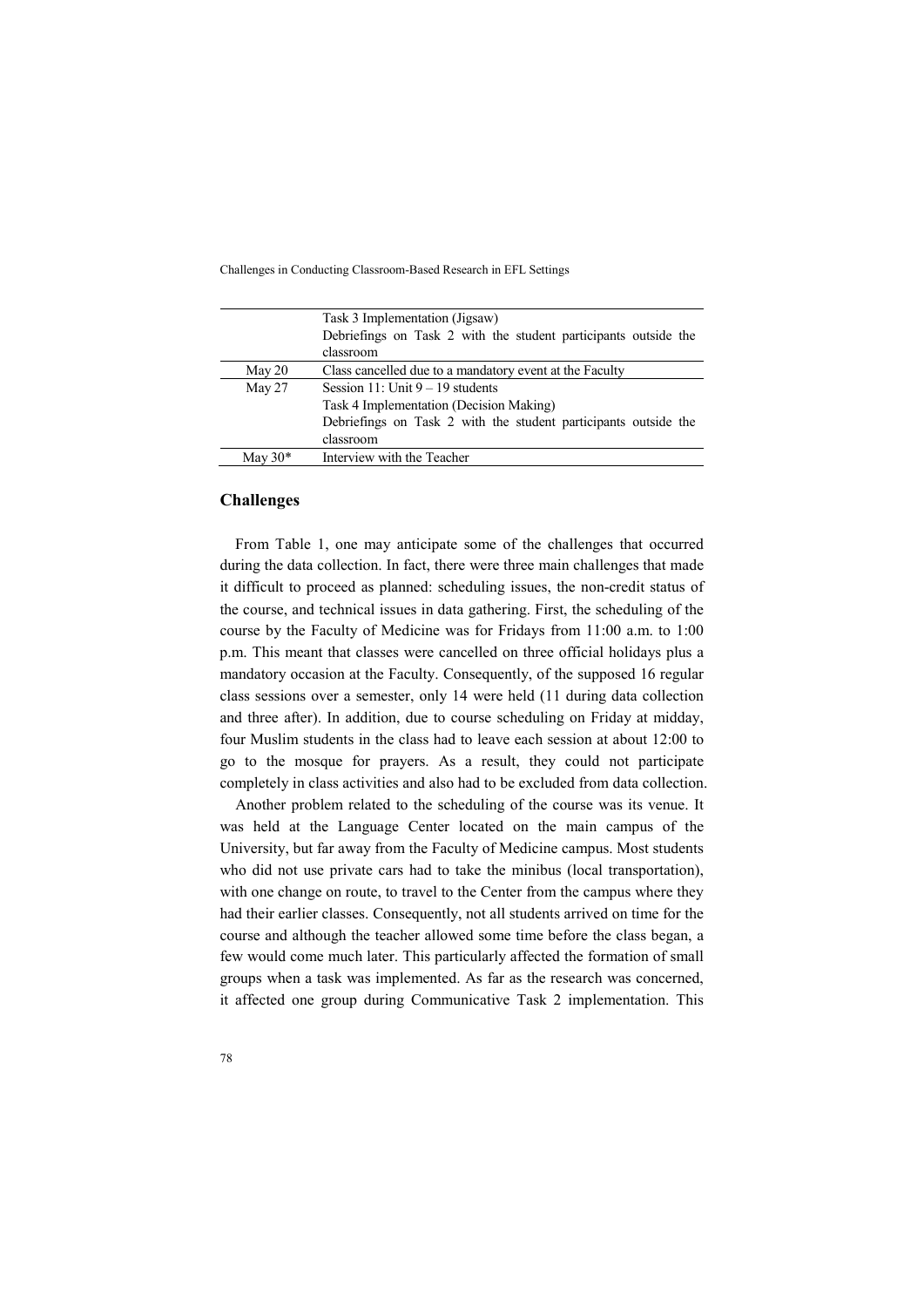| | |
|---|---|
| | Task 3 Implementation (Jigsaw)<br>Debriefings on Task 2 with the student participants outside the classroom |
| May 20 | Class cancelled due to a mandatory event at the Faculty |
| May 27 | Session 11: Unit 9 – 19 students<br>Task 4 Implementation (Decision Making)<br>Debriefings on Task 2 with the student participants outside the classroom |
| May 30* | Interview with the Teacher |

## Challenges

From Table 1, one may anticipate some of the challenges that occurred during the data collection. In fact, there were three main challenges that made it difficult to proceed as planned: scheduling issues, the non-credit status of the course, and technical issues in data gathering. First, the scheduling of the course by the Faculty of Medicine was for Fridays from 11:00 a.m. to 1:00 p.m. This meant that classes were cancelled on three official holidays plus a mandatory occasion at the Faculty. Consequently, of the supposed 16 regular class sessions over a semester, only 14 were held (11 during data collection and three after). In addition, due to course scheduling on Friday at midday, four Muslim students in the class had to leave each session at about 12:00 to go to the mosque for prayers. As a result, they could not participate completely in class activities and also had to be excluded from data collection.

Another problem related to the scheduling of the course was its venue. It was held at the Language Center located on the main campus of the University, but far away from the Faculty of Medicine campus. Most students who did not use private cars had to take the minibus (local transportation), with one change on route, to travel to the Center from the campus where they had their earlier classes. Consequently, not all students arrived on time for the course and although the teacher allowed some time before the class began, a few would come much later. This particularly affected the formation of small groups when a task was implemented. As far as the research was concerned, it affected one group during Communicative Task 2 implementation. This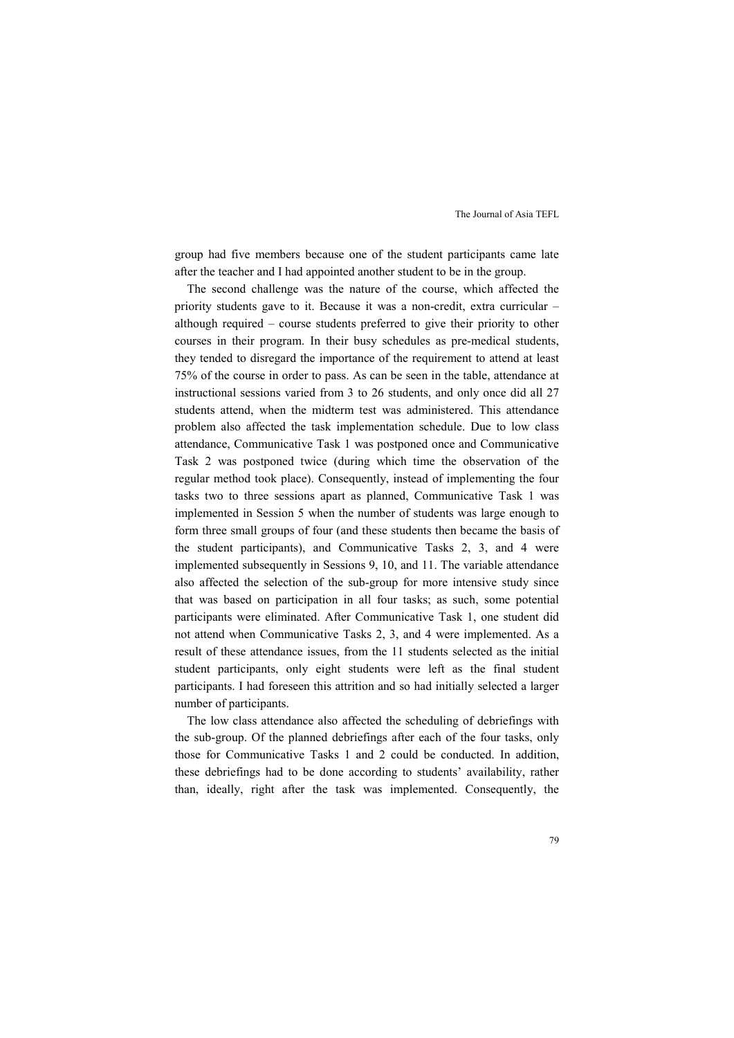group had five members because one of the student participants came late after the teacher and I had appointed another student to be in the group.

The second challenge was the nature of the course, which affected the priority students gave to it. Because it was a non-credit, extra curricular – although required – course students preferred to give their priority to other courses in their program. In their busy schedules as pre-medical students, they tended to disregard the importance of the requirement to attend at least 75% of the course in order to pass. As can be seen in the table, attendance at instructional sessions varied from 3 to 26 students, and only once did all 27 students attend, when the midterm test was administered. This attendance problem also affected the task implementation schedule. Due to low class attendance, Communicative Task 1 was postponed once and Communicative Task 2 was postponed twice (during which time the observation of the regular method took place). Consequently, instead of implementing the four tasks two to three sessions apart as planned, Communicative Task 1 was implemented in Session 5 when the number of students was large enough to form three small groups of four (and these students then became the basis of the student participants), and Communicative Tasks 2, 3, and 4 were implemented subsequently in Sessions 9, 10, and 11. The variable attendance also affected the selection of the sub-group for more intensive study since that was based on participation in all four tasks; as such, some potential participants were eliminated. After Communicative Task 1, one student did not attend when Communicative Tasks 2, 3, and 4 were implemented. As a result of these attendance issues, from the 11 students selected as the initial student participants, only eight students were left as the final student participants. I had foreseen this attrition and so had initially selected a larger number of participants.

The low class attendance also affected the scheduling of debriefings with the sub-group. Of the planned debriefings after each of the four tasks, only those for Communicative Tasks 1 and 2 could be conducted. In addition, these debriefings had to be done according to students' availability, rather than, ideally, right after the task was implemented. Consequently, the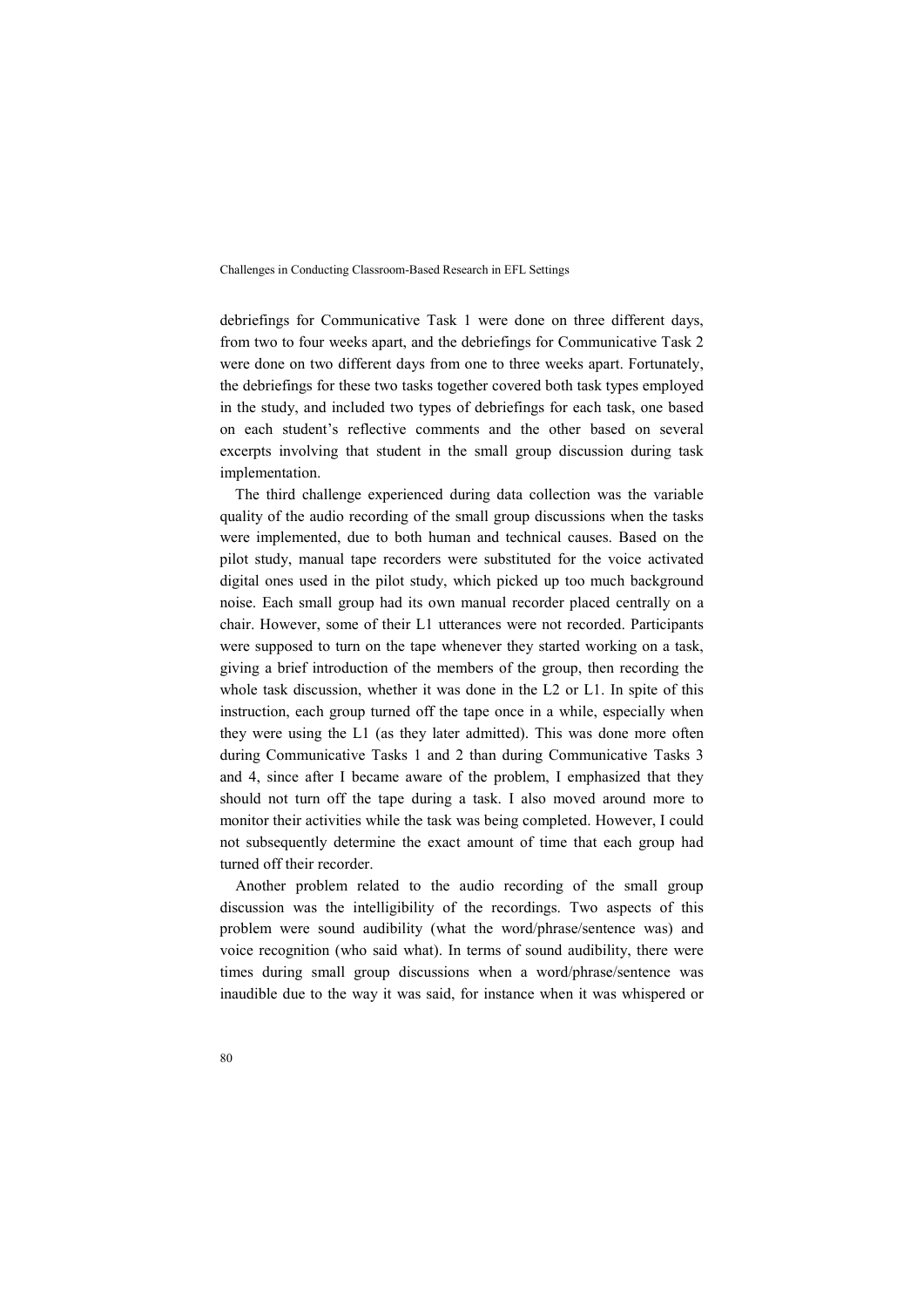debriefings for Communicative Task 1 were done on three different days, from two to four weeks apart, and the debriefings for Communicative Task 2 were done on two different days from one to three weeks apart. Fortunately, the debriefings for these two tasks together covered both task types employed in the study, and included two types of debriefings for each task, one based on each student's reflective comments and the other based on several excerpts involving that student in the small group discussion during task implementation.

The third challenge experienced during data collection was the variable quality of the audio recording of the small group discussions when the tasks were implemented, due to both human and technical causes. Based on the pilot study, manual tape recorders were substituted for the voice activated digital ones used in the pilot study, which picked up too much background noise. Each small group had its own manual recorder placed centrally on a chair. However, some of their L1 utterances were not recorded. Participants were supposed to turn on the tape whenever they started working on a task, giving a brief introduction of the members of the group, then recording the whole task discussion, whether it was done in the L2 or L1. In spite of this instruction, each group turned off the tape once in a while, especially when they were using the L1 (as they later admitted). This was done more often during Communicative Tasks 1 and 2 than during Communicative Tasks 3 and 4, since after I became aware of the problem, I emphasized that they should not turn off the tape during a task. I also moved around more to monitor their activities while the task was being completed. However, I could not subsequently determine the exact amount of time that each group had turned off their recorder.

Another problem related to the audio recording of the small group discussion was the intelligibility of the recordings. Two aspects of this problem were sound audibility (what the word/phrase/sentence was) and voice recognition (who said what). In terms of sound audibility, there were times during small group discussions when a word/phrase/sentence was inaudible due to the way it was said, for instance when it was whispered or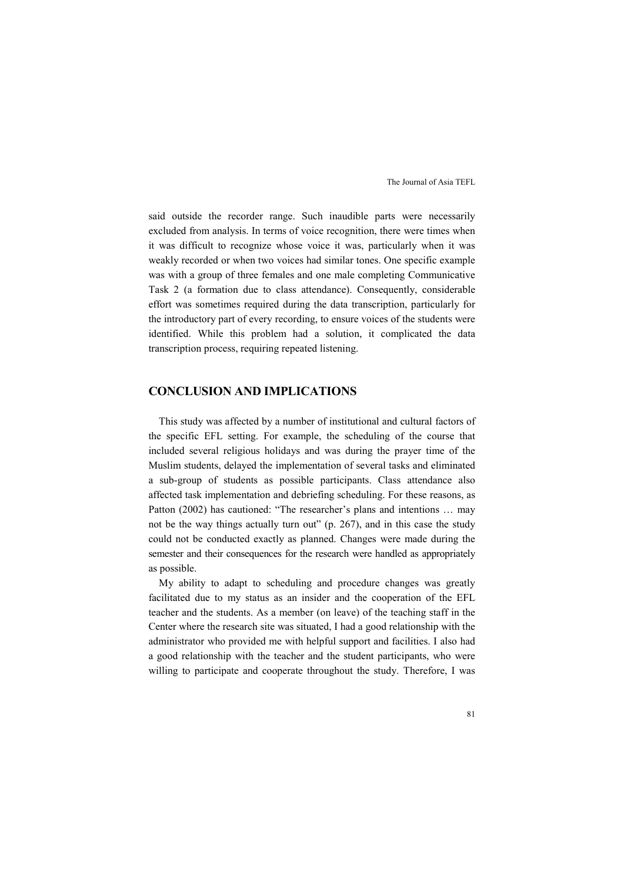said outside the recorder range. Such inaudible parts were necessarily excluded from analysis. In terms of voice recognition, there were times when it was difficult to recognize whose voice it was, particularly when it was weakly recorded or when two voices had similar tones. One specific example was with a group of three females and one male completing Communicative Task 2 (a formation due to class attendance). Consequently, considerable effort was sometimes required during the data transcription, particularly for the introductory part of every recording, to ensure voices of the students were identified. While this problem had a solution, it complicated the data transcription process, requiring repeated listening.

## CONCLUSION AND IMPLICATIONS

This study was affected by a number of institutional and cultural factors of the specific EFL setting. For example, the scheduling of the course that included several religious holidays and was during the prayer time of the Muslim students, delayed the implementation of several tasks and eliminated a sub-group of students as possible participants. Class attendance also affected task implementation and debriefing scheduling. For these reasons, as Patton (2002) has cautioned: "The researcher's plans and intentions … may not be the way things actually turn out" (p. 267), and in this case the study could not be conducted exactly as planned. Changes were made during the semester and their consequences for the research were handled as appropriately as possible.

My ability to adapt to scheduling and procedure changes was greatly facilitated due to my status as an insider and the cooperation of the EFL teacher and the students. As a member (on leave) of the teaching staff in the Center where the research site was situated, I had a good relationship with the administrator who provided me with helpful support and facilities. I also had a good relationship with the teacher and the student participants, who were willing to participate and cooperate throughout the study. Therefore, I was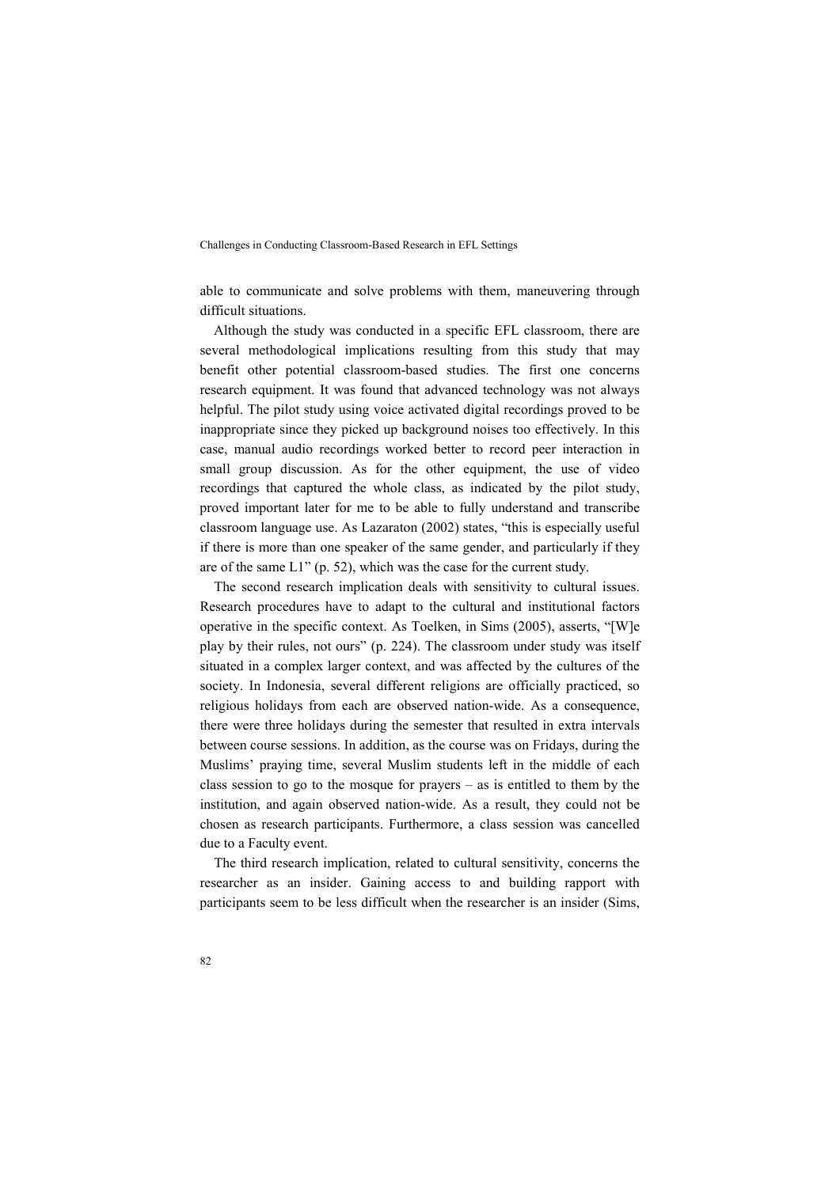able to communicate and solve problems with them, maneuvering through difficult situations.

Although the study was conducted in a specific EFL classroom, there are several methodological implications resulting from this study that may benefit other potential classroom-based studies. The first one concerns research equipment. It was found that advanced technology was not always helpful. The pilot study using voice activated digital recordings proved to be inappropriate since they picked up background noises too effectively. In this case, manual audio recordings worked better to record peer interaction in small group discussion. As for the other equipment, the use of video recordings that captured the whole class, as indicated by the pilot study, proved important later for me to be able to fully understand and transcribe classroom language use. As Lazaraton (2002) states, "this is especially useful if there is more than one speaker of the same gender, and particularly if they are of the same L1" (p. 52), which was the case for the current study.

The second research implication deals with sensitivity to cultural issues. Research procedures have to adapt to the cultural and institutional factors operative in the specific context. As Toelken, in Sims (2005), asserts, "[W]e play by their rules, not ours" (p. 224). The classroom under study was itself situated in a complex larger context, and was affected by the cultures of the society. In Indonesia, several different religions are officially practiced, so religious holidays from each are observed nation-wide. As a consequence, there were three holidays during the semester that resulted in extra intervals between course sessions. In addition, as the course was on Fridays, during the Muslims' praying time, several Muslim students left in the middle of each class session to go to the mosque for prayers – as is entitled to them by the institution, and again observed nation-wide. As a result, they could not be chosen as research participants. Furthermore, a class session was cancelled due to a Faculty event.

The third research implication, related to cultural sensitivity, concerns the researcher as an insider. Gaining access to and building rapport with participants seem to be less difficult when the researcher is an insider (Sims,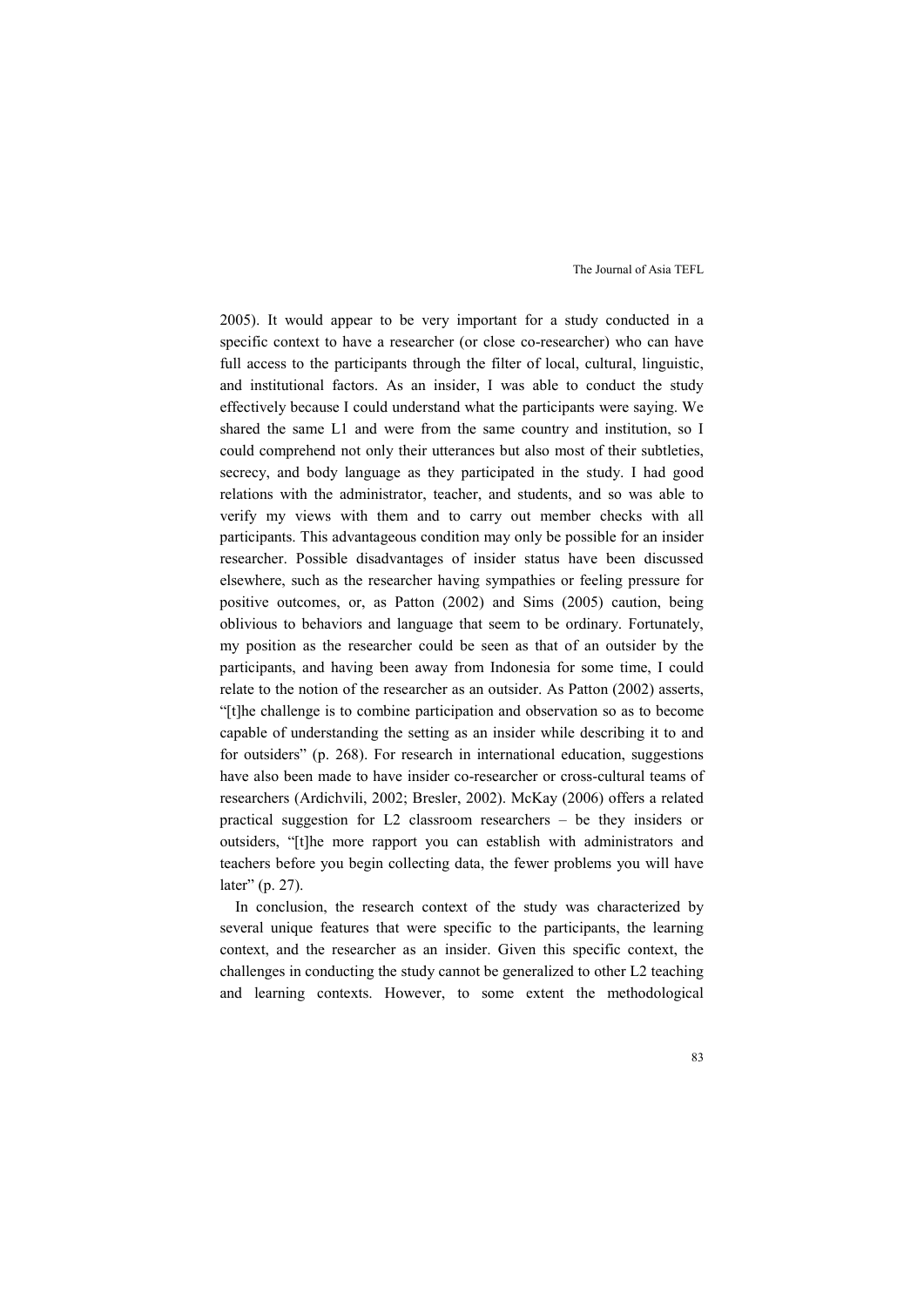2005). It would appear to be very important for a study conducted in a specific context to have a researcher (or close co-researcher) who can have full access to the participants through the filter of local, cultural, linguistic, and institutional factors. As an insider, I was able to conduct the study effectively because I could understand what the participants were saying. We shared the same L1 and were from the same country and institution, so I could comprehend not only their utterances but also most of their subtleties, secrecy, and body language as they participated in the study. I had good relations with the administrator, teacher, and students, and so was able to verify my views with them and to carry out member checks with all participants. This advantageous condition may only be possible for an insider researcher. Possible disadvantages of insider status have been discussed elsewhere, such as the researcher having sympathies or feeling pressure for positive outcomes, or, as Patton (2002) and Sims (2005) caution, being oblivious to behaviors and language that seem to be ordinary. Fortunately, my position as the researcher could be seen as that of an outsider by the participants, and having been away from Indonesia for some time, I could relate to the notion of the researcher as an outsider. As Patton (2002) asserts, "[t]he challenge is to combine participation and observation so as to become capable of understanding the setting as an insider while describing it to and for outsiders" (p. 268). For research in international education, suggestions have also been made to have insider co-researcher or cross-cultural teams of researchers (Ardichvili, 2002; Bresler, 2002). McKay (2006) offers a related practical suggestion for L2 classroom researchers – be they insiders or outsiders, "[t]he more rapport you can establish with administrators and teachers before you begin collecting data, the fewer problems you will have later" (p. 27).

In conclusion, the research context of the study was characterized by several unique features that were specific to the participants, the learning context, and the researcher as an insider. Given this specific context, the challenges in conducting the study cannot be generalized to other L2 teaching and learning contexts. However, to some extent the methodological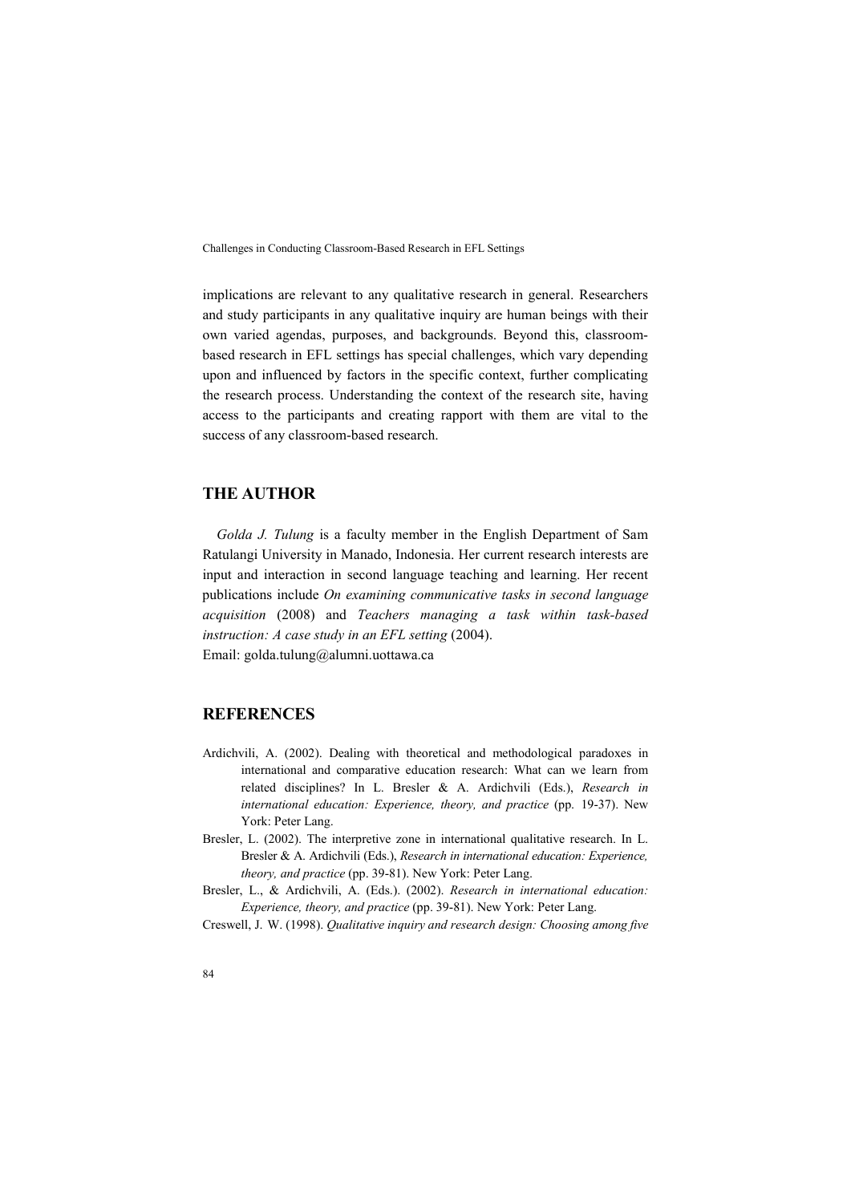implications are relevant to any qualitative research in general. Researchers and study participants in any qualitative inquiry are human beings with their own varied agendas, purposes, and backgrounds. Beyond this, classroom-based research in EFL settings has special challenges, which vary depending upon and influenced by factors in the specific context, further complicating the research process. Understanding the context of the research site, having access to the participants and creating rapport with them are vital to the success of any classroom-based research.

## THE AUTHOR

*Golda J. Tulung* is a faculty member in the English Department of Sam Ratulangi University in Manado, Indonesia. Her current research interests are input and interaction in second language teaching and learning. Her recent publications include *On examining communicative tasks in second language acquisition* (2008) and *Teachers managing a task within task-based instruction: A case study in an EFL setting* (2004).
Email: golda.tulung@alumni.uottawa.ca

## REFERENCES

Ardichvili, A. (2002). Dealing with theoretical and methodological paradoxes in international and comparative education research: What can we learn from related disciplines? In L. Bresler & A. Ardichvili (Eds.), *Research in international education: Experience, theory, and practice* (pp. 19-37). New York: Peter Lang.

Bresler, L. (2002). The interpretive zone in international qualitative research. In L. Bresler & A. Ardichvili (Eds.), *Research in international education: Experience, theory, and practice* (pp. 39-81). New York: Peter Lang.

Bresler, L., & Ardichvili, A. (Eds.). (2002). *Research in international education: Experience, theory, and practice* (pp. 39-81). New York: Peter Lang.

Creswell, J. W. (1998). *Qualitative inquiry and research design: Choosing among five*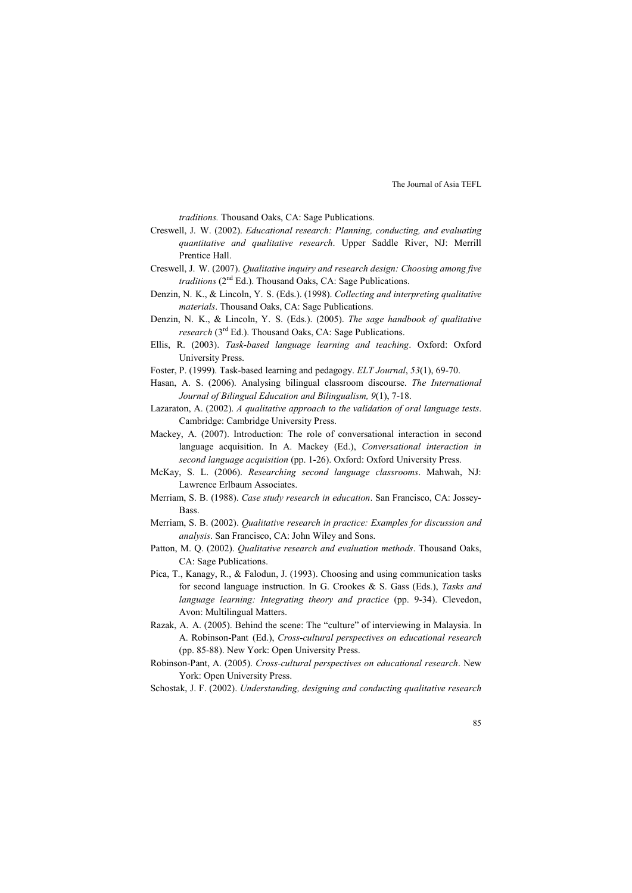*traditions.* Thousand Oaks, CA: Sage Publications.

Creswell, J. W. (2002). *Educational research: Planning, conducting, and evaluating quantitative and qualitative research*. Upper Saddle River, NJ: Merrill Prentice Hall.

Creswell, J. W. (2007). *Qualitative inquiry and research design: Choosing among five traditions* (2nd Ed.). Thousand Oaks, CA: Sage Publications.

Denzin, N. K., & Lincoln, Y. S. (Eds.). (1998). *Collecting and interpreting qualitative materials*. Thousand Oaks, CA: Sage Publications.

Denzin, N. K., & Lincoln, Y. S. (Eds.). (2005). *The sage handbook of qualitative research* (3rd Ed.). Thousand Oaks, CA: Sage Publications.

Ellis, R. (2003). *Task-based language learning and teaching*. Oxford: Oxford University Press.

Foster, P. (1999). Task-based learning and pedagogy. *ELT Journal*, *53*(1), 69-70.

Hasan, A. S. (2006). Analysing bilingual classroom discourse. *The International Journal of Bilingual Education and Bilingualism, 9*(1), 7-18.

Lazaraton, A. (2002). *A qualitative approach to the validation of oral language tests*. Cambridge: Cambridge University Press.

Mackey, A. (2007). Introduction: The role of conversational interaction in second language acquisition. In A. Mackey (Ed.), *Conversational interaction in second language acquisition* (pp. 1-26). Oxford: Oxford University Press.

McKay, S. L. (2006). *Researching second language classrooms*. Mahwah, NJ: Lawrence Erlbaum Associates.

Merriam, S. B. (1988). *Case study research in education*. San Francisco, CA: Jossey-Bass.

Merriam, S. B. (2002). *Qualitative research in practice: Examples for discussion and analysis*. San Francisco, CA: John Wiley and Sons.

Patton, M. Q. (2002). *Qualitative research and evaluation methods*. Thousand Oaks, CA: Sage Publications.

Pica, T., Kanagy, R., & Falodun, J. (1993). Choosing and using communication tasks for second language instruction. In G. Crookes & S. Gass (Eds.), *Tasks and language learning: Integrating theory and practice* (pp. 9-34). Clevedon, Avon: Multilingual Matters.

Razak, A. A. (2005). Behind the scene: The "culture" of interviewing in Malaysia. In A. Robinson-Pant (Ed.), *Cross-cultural perspectives on educational research* (pp. 85-88). New York: Open University Press.

Robinson-Pant, A. (2005). *Cross-cultural perspectives on educational research*. New York: Open University Press.

Schostak, J. F. (2002). *Understanding, designing and conducting qualitative research*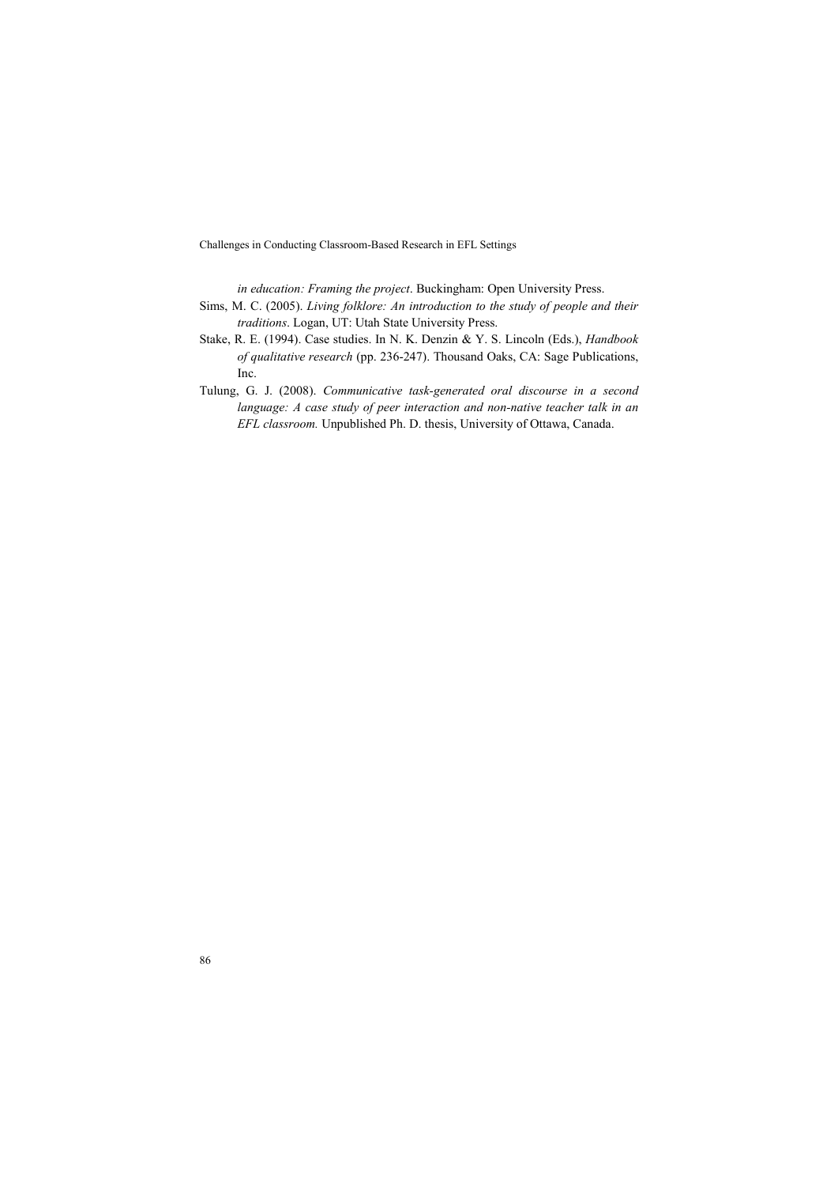*in education: Framing the project*. Buckingham: Open University Press.

Sims, M. C. (2005). *Living folklore: An introduction to the study of people and their traditions*. Logan, UT: Utah State University Press.

Stake, R. E. (1994). Case studies. In N. K. Denzin & Y. S. Lincoln (Eds.), *Handbook of qualitative research* (pp. 236-247). Thousand Oaks, CA: Sage Publications, Inc.

Tulung, G. J. (2008). *Communicative task-generated oral discourse in a second language: A case study of peer interaction and non-native teacher talk in an EFL classroom.* Unpublished Ph. D. thesis, University of Ottawa, Canada.